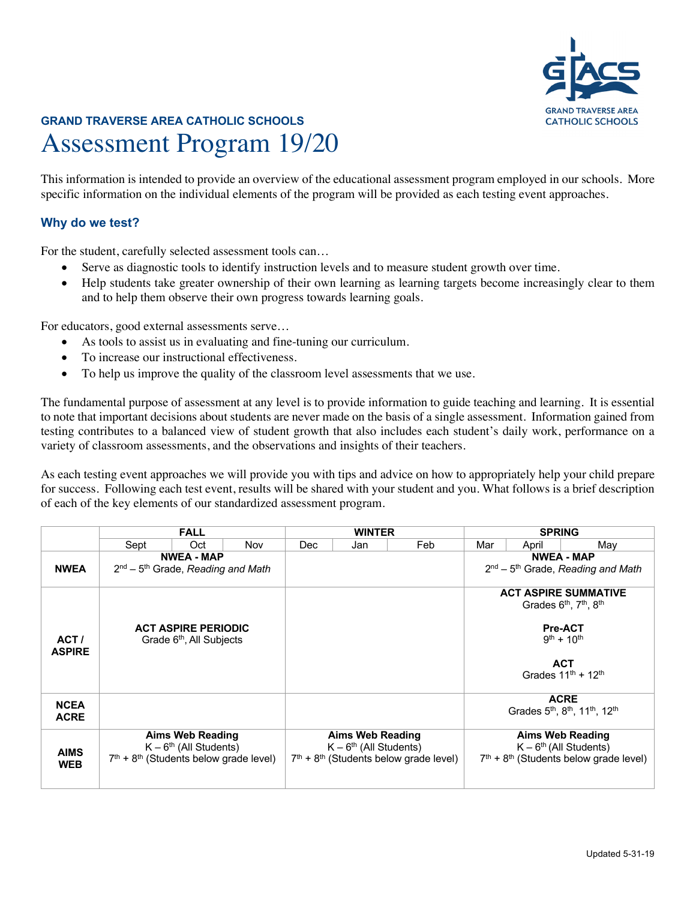**GRAND TRAVERSE AREA CATHOLIC SCHOOLS**

# Assessment Program 19/20

This information is intended to provide an overview of the educational assessment program employed in our schools. More specific information on the individual elements of the program will be provided as each testing event approaches.

## Why do we test?

For the student, carefully selected assessment tools can…

- Serve as diagnostic tools to identify instruction levels and to measure student growth over time.
- Help students take greater ownership of their own learning as learning targets become increasingly clear to them and to help them observe their own progress towards learning goals.

For educators, good external assessments serve…

- As tools to assist us in evaluating and fine-tuning our curriculum.
- To increase our instructional effectiveness.
- To help us improve the quality of the classroom level assessments that we use.

The fundamental purpose of assessment at any level is to provide information to guide teaching and learning. It is essential to note that important decisions about students are never made on the basis of a single assessment. Information gained from testing contributes to a balanced view of student growth that also includes each student's daily work, performance on a variety of classroom assessments, and the observations and insights of their teachers.

As each testing event approaches we will provide you with tips and advice on how to appropriately help your child prepare for success. Following each test event, results will be shared with your student and you. What follows is a brief description of each of the key elements of our standardized assessment program.

| | FALL (Sept – Nov) | WINTER (Dec – Feb) | SPRING (Mar – May) |
|---|---|---|---|
| **NWEA** | **NWEA - MAP**<br>2nd – 5th Grade, *Reading and Math* | | **NWEA - MAP**<br>2nd – 5th Grade, *Reading and Math* |
| **ACT / ASPIRE** | **ACT ASPIRE PERIODIC**<br>Grade 6th, All Subjects | | **ACT ASPIRE SUMMATIVE**<br>Grades 6th, 7th, 8th<br><br>**Pre-ACT**<br>9th + 10th<br><br>**ACT**<br>Grades 11th + 12th |
| **NCEA ACRE** | | | **ACRE**<br>Grades 5th, 8th, 11th, 12th |
| **AIMS WEB** | **Aims Web Reading**<br>K – 6th (All Students)<br>7th + 8th (Students below grade level) | **Aims Web Reading**<br>K – 6th (All Students)<br>7th + 8th (Students below grade level) | **Aims Web Reading**<br>K – 6th (All Students)<br>7th + 8th (Students below grade level) |

Updated 5-31-19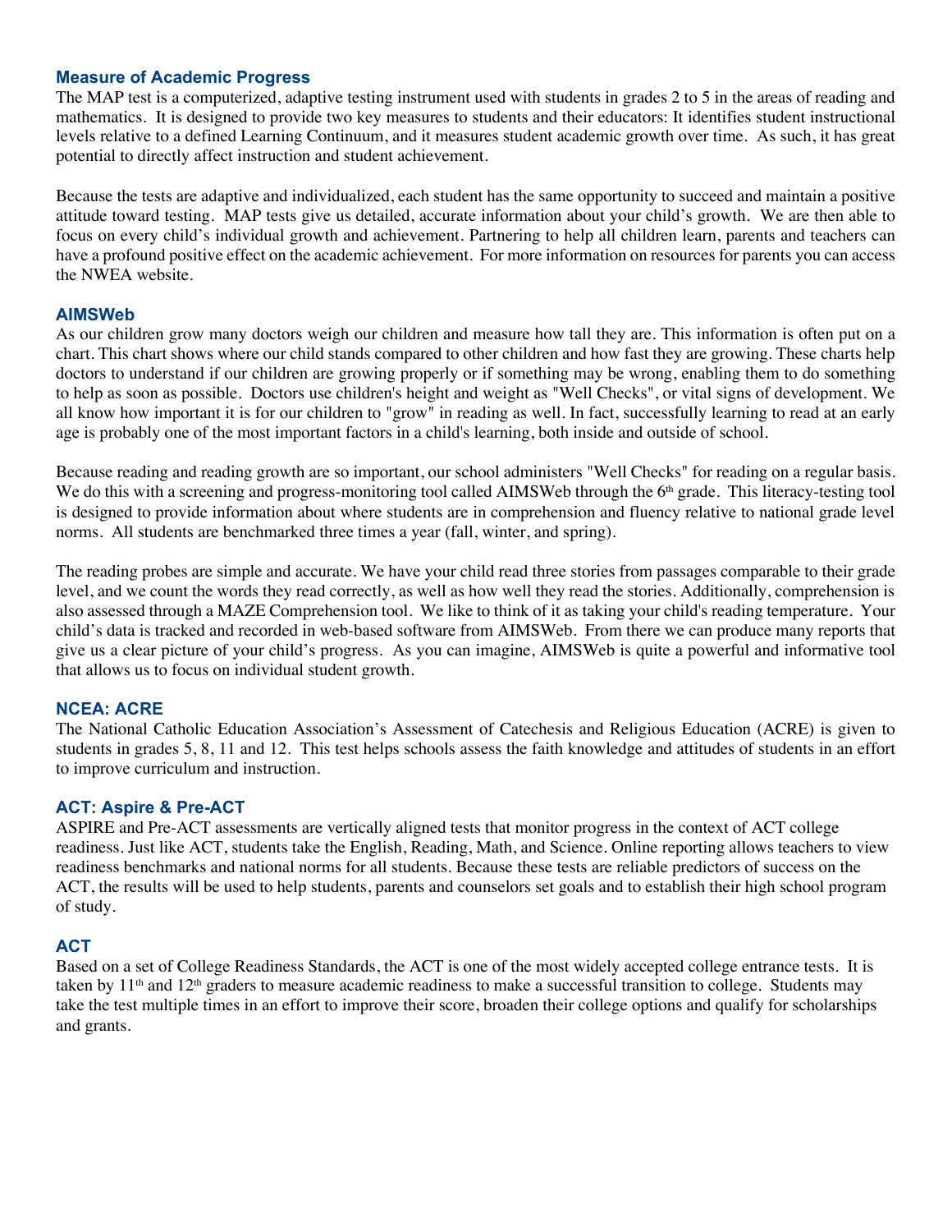## Measure of Academic Progress

The MAP test is a computerized, adaptive testing instrument used with students in grades 2 to 5 in the areas of reading and mathematics. It is designed to provide two key measures to students and their educators: It identifies student instructional levels relative to a defined Learning Continuum, and it measures student academic growth over time. As such, it has great potential to directly affect instruction and student achievement.

Because the tests are adaptive and individualized, each student has the same opportunity to succeed and maintain a positive attitude toward testing. MAP tests give us detailed, accurate information about your child's growth. We are then able to focus on every child's individual growth and achievement. Partnering to help all children learn, parents and teachers can have a profound positive effect on the academic achievement. For more information on resources for parents you can access the NWEA website.

## AIMSWeb

As our children grow many doctors weigh our children and measure how tall they are. This information is often put on a chart. This chart shows where our child stands compared to other children and how fast they are growing. These charts help doctors to understand if our children are growing properly or if something may be wrong, enabling them to do something to help as soon as possible. Doctors use children's height and weight as "Well Checks", or vital signs of development. We all know how important it is for our children to "grow" in reading as well. In fact, successfully learning to read at an early age is probably one of the most important factors in a child's learning, both inside and outside of school.

Because reading and reading growth are so important, our school administers "Well Checks" for reading on a regular basis. We do this with a screening and progress-monitoring tool called AIMSWeb through the 6th grade. This literacy-testing tool is designed to provide information about where students are in comprehension and fluency relative to national grade level norms. All students are benchmarked three times a year (fall, winter, and spring).

The reading probes are simple and accurate. We have your child read three stories from passages comparable to their grade level, and we count the words they read correctly, as well as how well they read the stories. Additionally, comprehension is also assessed through a MAZE Comprehension tool. We like to think of it as taking your child's reading temperature. Your child's data is tracked and recorded in web-based software from AIMSWeb. From there we can produce many reports that give us a clear picture of your child's progress. As you can imagine, AIMSWeb is quite a powerful and informative tool that allows us to focus on individual student growth.

## NCEA: ACRE

The National Catholic Education Association's Assessment of Catechesis and Religious Education (ACRE) is given to students in grades 5, 8, 11 and 12. This test helps schools assess the faith knowledge and attitudes of students in an effort to improve curriculum and instruction.

## ACT: Aspire & Pre-ACT

ASPIRE and Pre-ACT assessments are vertically aligned tests that monitor progress in the context of ACT college readiness. Just like ACT, students take the English, Reading, Math, and Science. Online reporting allows teachers to view readiness benchmarks and national norms for all students. Because these tests are reliable predictors of success on the ACT, the results will be used to help students, parents and counselors set goals and to establish their high school program of study.

## ACT

Based on a set of College Readiness Standards, the ACT is one of the most widely accepted college entrance tests. It is taken by 11th and 12th graders to measure academic readiness to make a successful transition to college. Students may take the test multiple times in an effort to improve their score, broaden their college options and qualify for scholarships and grants.